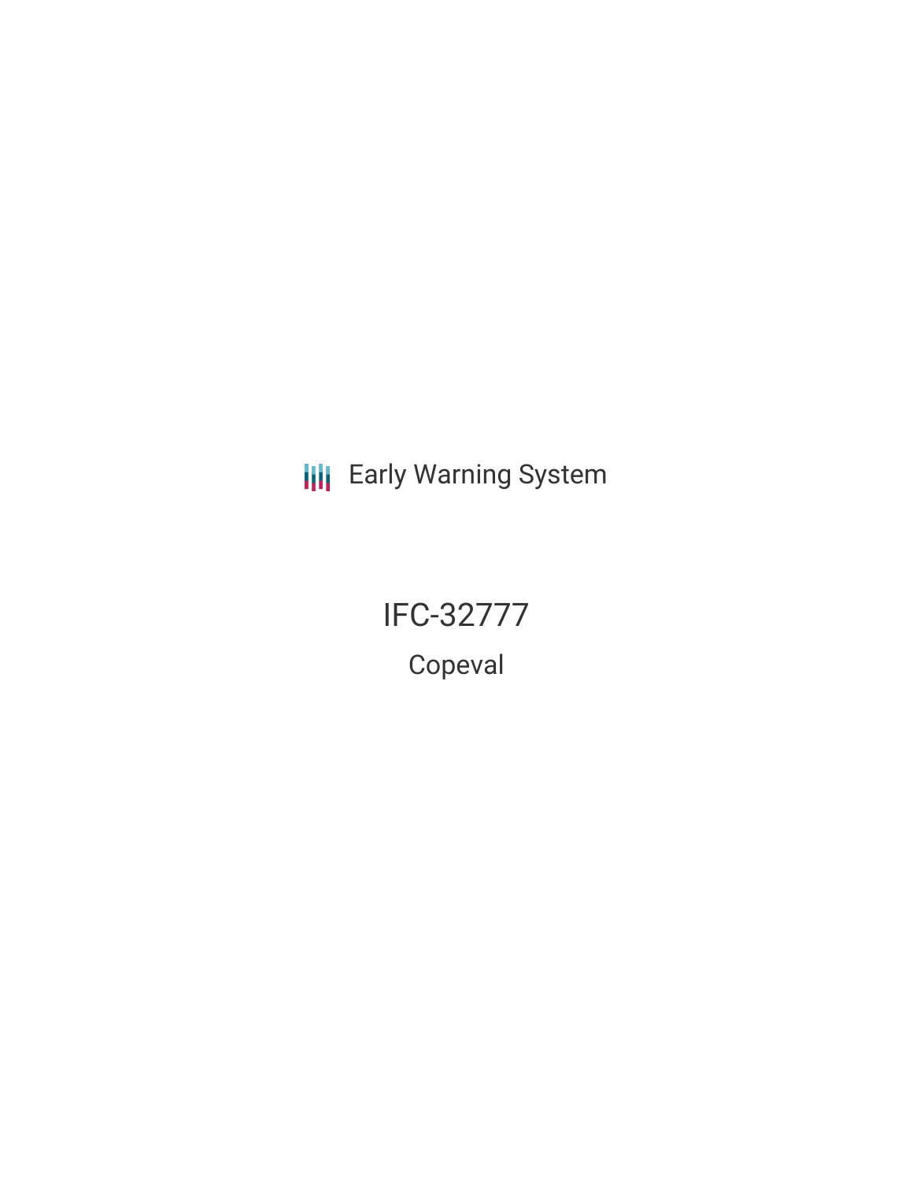Early Warning System

# IFC-32777

## Copeval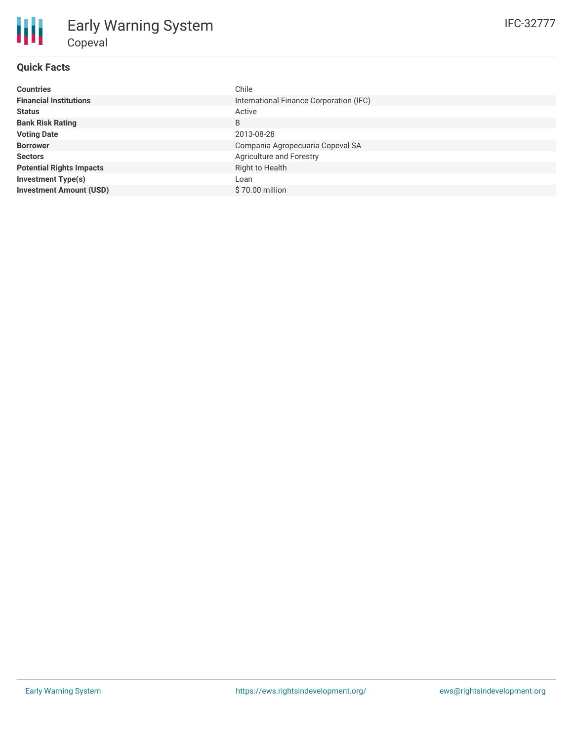# Early Warning System

## Copeval

IFC-32777

### Quick Facts

| | |
|---|---|
| **Countries** | Chile |
| **Financial Institutions** | International Finance Corporation (IFC) |
| **Status** | Active |
| **Bank Risk Rating** | B |
| **Voting Date** | 2013-08-28 |
| **Borrower** | Compania Agropecuaria Copeval SA |
| **Sectors** | Agriculture and Forestry |
| **Potential Rights Impacts** | Right to Health |
| **Investment Type(s)** | Loan |
| **Investment Amount (USD)** | $ 70.00 million |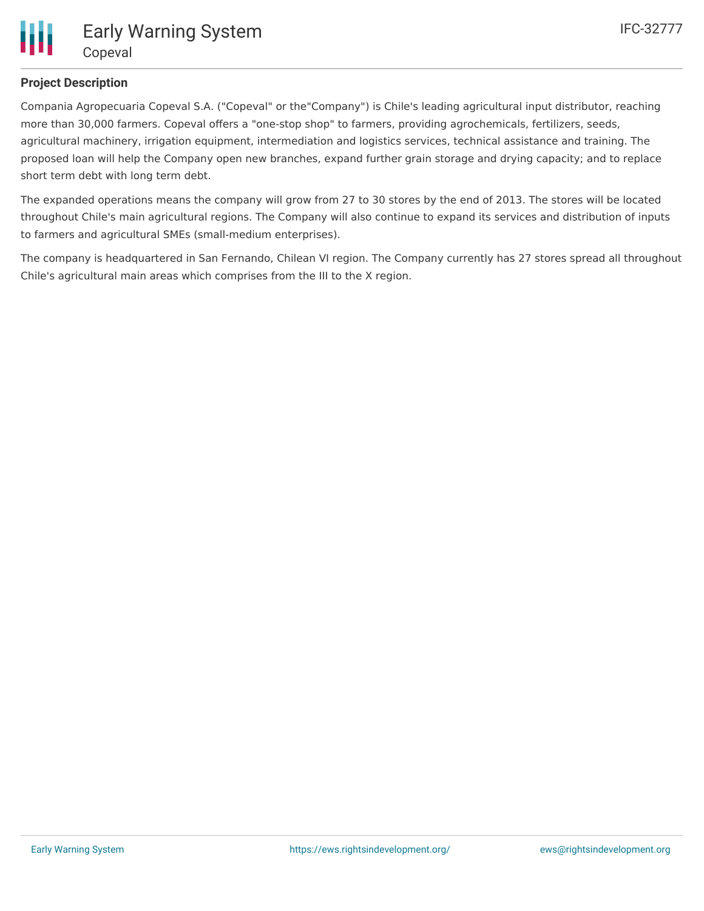## Project Description

Compania Agropecuaria Copeval S.A. ("Copeval" or the"Company") is Chile's leading agricultural input distributor, reaching more than 30,000 farmers. Copeval offers a "one-stop shop" to farmers, providing agrochemicals, fertilizers, seeds, agricultural machinery, irrigation equipment, intermediation and logistics services, technical assistance and training. The proposed loan will help the Company open new branches, expand further grain storage and drying capacity; and to replace short term debt with long term debt.

The expanded operations means the company will grow from 27 to 30 stores by the end of 2013. The stores will be located throughout Chile's main agricultural regions. The Company will also continue to expand its services and distribution of inputs to farmers and agricultural SMEs (small-medium enterprises).

The company is headquartered in San Fernando, Chilean VI region. The Company currently has 27 stores spread all throughout Chile's agricultural main areas which comprises from the III to the X region.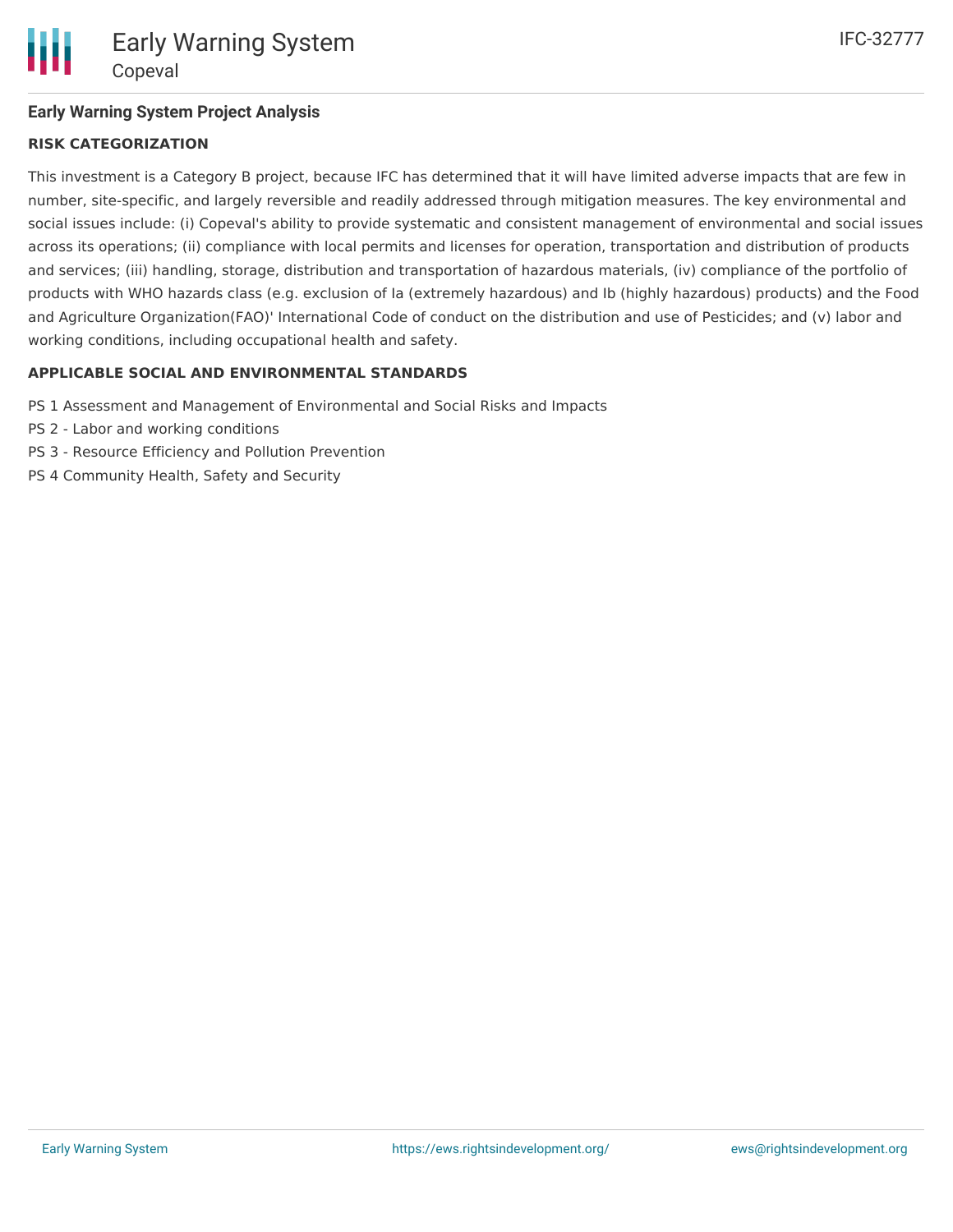## Early Warning System Project Analysis

### RISK CATEGORIZATION

This investment is a Category B project, because IFC has determined that it will have limited adverse impacts that are few in number, site-specific, and largely reversible and readily addressed through mitigation measures. The key environmental and social issues include: (i) Copeval's ability to provide systematic and consistent management of environmental and social issues across its operations; (ii) compliance with local permits and licenses for operation, transportation and distribution of products and services; (iii) handling, storage, distribution and transportation of hazardous materials, (iv) compliance of the portfolio of products with WHO hazards class (e.g. exclusion of Ia (extremely hazardous) and Ib (highly hazardous) products) and the Food and Agriculture Organization(FAO)' International Code of conduct on the distribution and use of Pesticides; and (v) labor and working conditions, including occupational health and safety.

### APPLICABLE SOCIAL AND ENVIRONMENTAL STANDARDS

PS 1 Assessment and Management of Environmental and Social Risks and Impacts

PS 2 - Labor and working conditions

PS 3 - Resource Efficiency and Pollution Prevention

PS 4 Community Health, Safety and Security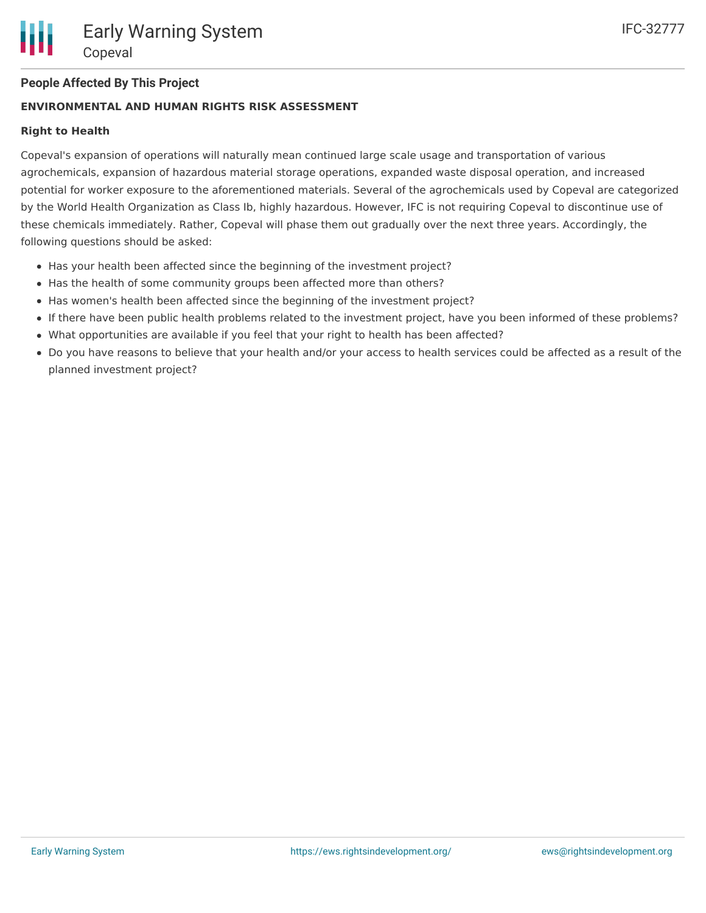## People Affected By This Project

**ENVIRONMENTAL AND HUMAN RIGHTS RISK ASSESSMENT**

**Right to Health**

Copeval's expansion of operations will naturally mean continued large scale usage and transportation of various agrochemicals, expansion of hazardous material storage operations, expanded waste disposal operation, and increased potential for worker exposure to the aforementioned materials. Several of the agrochemicals used by Copeval are categorized by the World Health Organization as Class Ib, highly hazardous. However, IFC is not requiring Copeval to discontinue use of these chemicals immediately. Rather, Copeval will phase them out gradually over the next three years. Accordingly, the following questions should be asked:

- Has your health been affected since the beginning of the investment project?
- Has the health of some community groups been affected more than others?
- Has women's health been affected since the beginning of the investment project?
- If there have been public health problems related to the investment project, have you been informed of these problems?
- What opportunities are available if you feel that your right to health has been affected?
- Do you have reasons to believe that your health and/or your access to health services could be affected as a result of the planned investment project?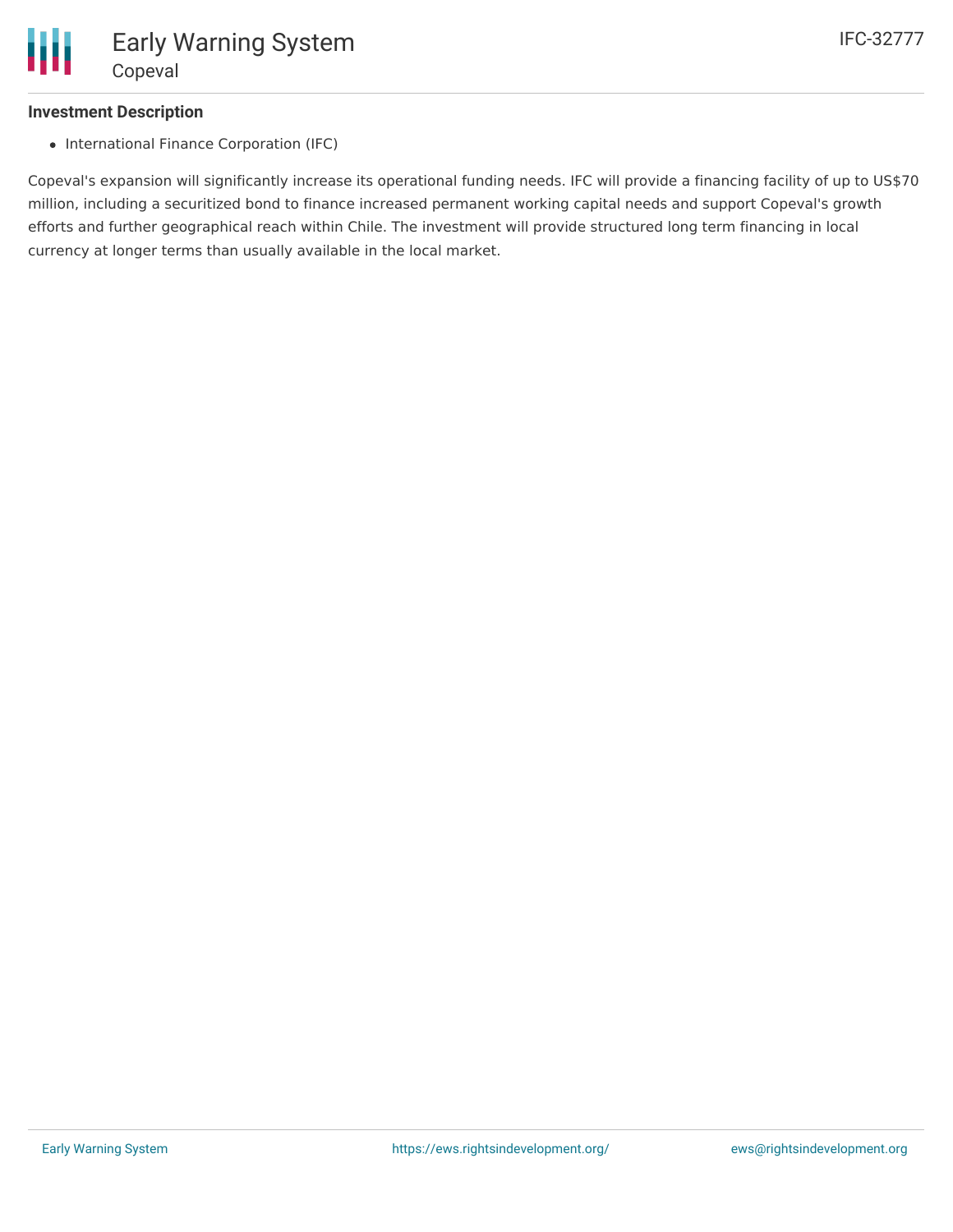### Investment Description

- International Finance Corporation (IFC)

Copeval's expansion will significantly increase its operational funding needs. IFC will provide a financing facility of up to US$70 million, including a securitized bond to finance increased permanent working capital needs and support Copeval's growth efforts and further geographical reach within Chile. The investment will provide structured long term financing in local currency at longer terms than usually available in the local market.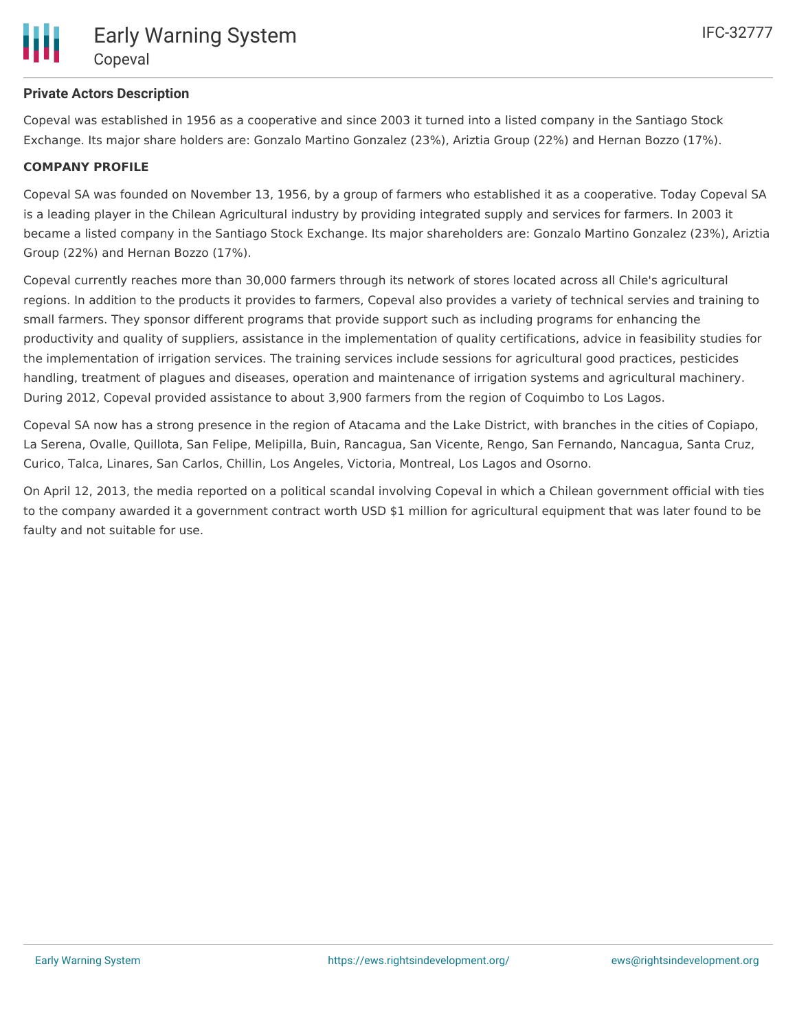**Private Actors Description**

Copeval was established in 1956 as a cooperative and since 2003 it turned into a listed company in the Santiago Stock Exchange. Its major share holders are: Gonzalo Martino Gonzalez (23%), Ariztia Group (22%) and Hernan Bozzo (17%).

**COMPANY PROFILE**

Copeval SA was founded on November 13, 1956, by a group of farmers who established it as a cooperative. Today Copeval SA is a leading player in the Chilean Agricultural industry by providing integrated supply and services for farmers. In 2003 it became a listed company in the Santiago Stock Exchange. Its major shareholders are: Gonzalo Martino Gonzalez (23%), Ariztia Group (22%) and Hernan Bozzo (17%).

Copeval currently reaches more than 30,000 farmers through its network of stores located across all Chile's agricultural regions. In addition to the products it provides to farmers, Copeval also provides a variety of technical servies and training to small farmers. They sponsor different programs that provide support such as including programs for enhancing the productivity and quality of suppliers, assistance in the implementation of quality certifications, advice in feasibility studies for the implementation of irrigation services. The training services include sessions for agricultural good practices, pesticides handling, treatment of plagues and diseases, operation and maintenance of irrigation systems and agricultural machinery. During 2012, Copeval provided assistance to about 3,900 farmers from the region of Coquimbo to Los Lagos.

Copeval SA now has a strong presence in the region of Atacama and the Lake District, with branches in the cities of Copiapo, La Serena, Ovalle, Quillota, San Felipe, Melipilla, Buin, Rancagua, San Vicente, Rengo, San Fernando, Nancagua, Santa Cruz, Curico, Talca, Linares, San Carlos, Chillin, Los Angeles, Victoria, Montreal, Los Lagos and Osorno.

On April 12, 2013, the media reported on a political scandal involving Copeval in which a Chilean government official with ties to the company awarded it a government contract worth USD $1 million for agricultural equipment that was later found to be faulty and not suitable for use.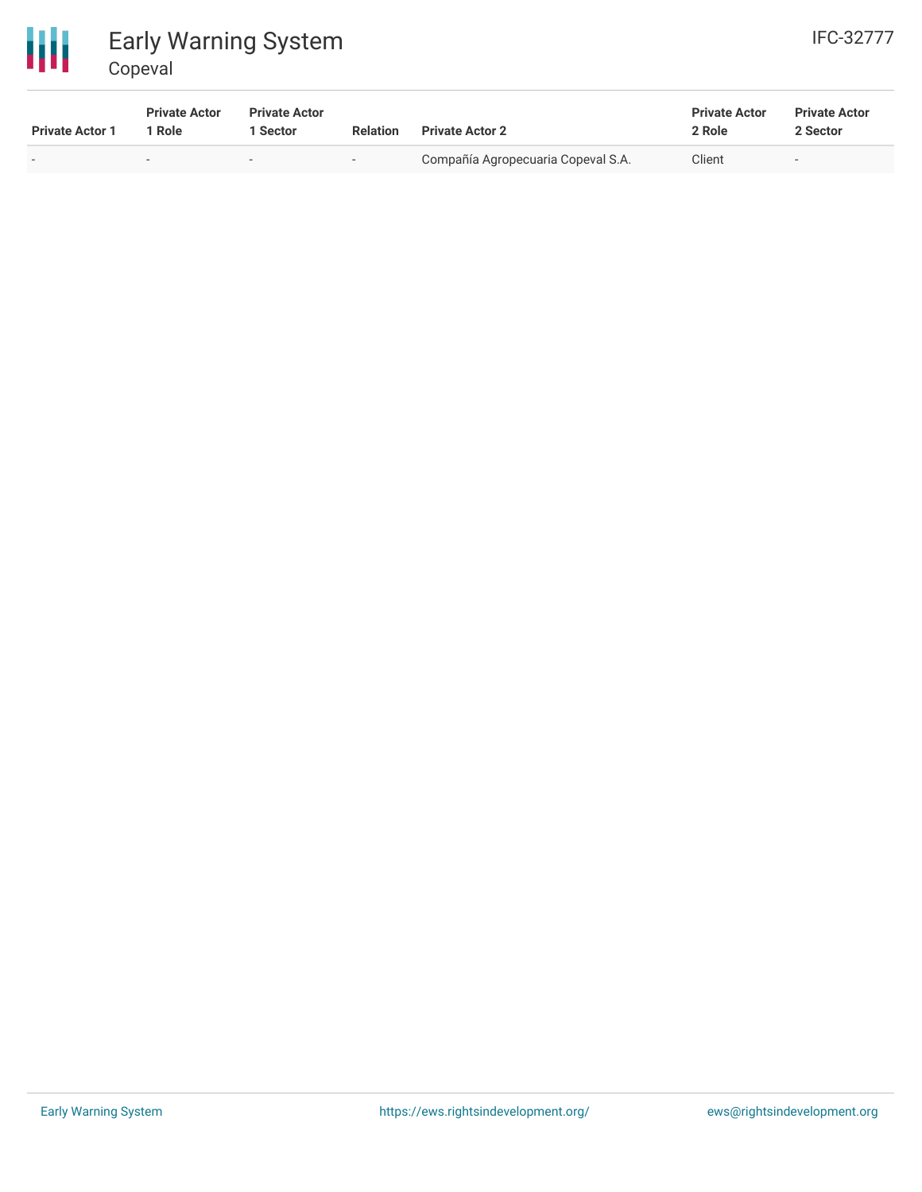| Private Actor 1 | Private Actor 1 Role | Private Actor 1 Sector | Relation | Private Actor 2 | Private Actor 2 Role | Private Actor 2 Sector |
|---|---|---|---|---|---|---|
| - | - | - | - | Compañía Agropecuaria Copeval S.A. | Client | - |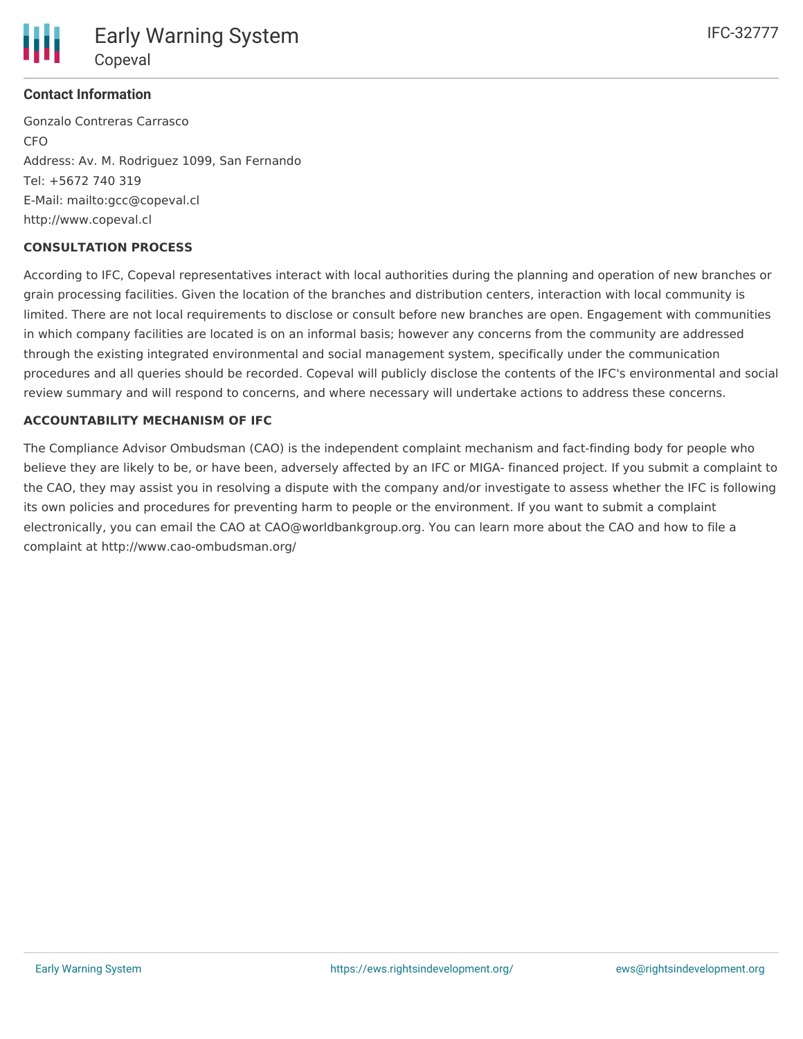### Contact Information

Gonzalo Contreras Carrasco
CFO
Address: Av. M. Rodriguez 1099, San Fernando
Tel: +5672 740 319
E-Mail: mailto:gcc@copeval.cl
http://www.copeval.cl

### CONSULTATION PROCESS

According to IFC, Copeval representatives interact with local authorities during the planning and operation of new branches or grain processing facilities. Given the location of the branches and distribution centers, interaction with local community is limited. There are not local requirements to disclose or consult before new branches are open. Engagement with communities in which company facilities are located is on an informal basis; however any concerns from the community are addressed through the existing integrated environmental and social management system, specifically under the communication procedures and all queries should be recorded. Copeval will publicly disclose the contents of the IFC's environmental and social review summary and will respond to concerns, and where necessary will undertake actions to address these concerns.

### ACCOUNTABILITY MECHANISM OF IFC

The Compliance Advisor Ombudsman (CAO) is the independent complaint mechanism and fact-finding body for people who believe they are likely to be, or have been, adversely affected by an IFC or MIGA- financed project. If you submit a complaint to the CAO, they may assist you in resolving a dispute with the company and/or investigate to assess whether the IFC is following its own policies and procedures for preventing harm to people or the environment. If you want to submit a complaint electronically, you can email the CAO at CAO@worldbankgroup.org. You can learn more about the CAO and how to file a complaint at http://www.cao-ombudsman.org/